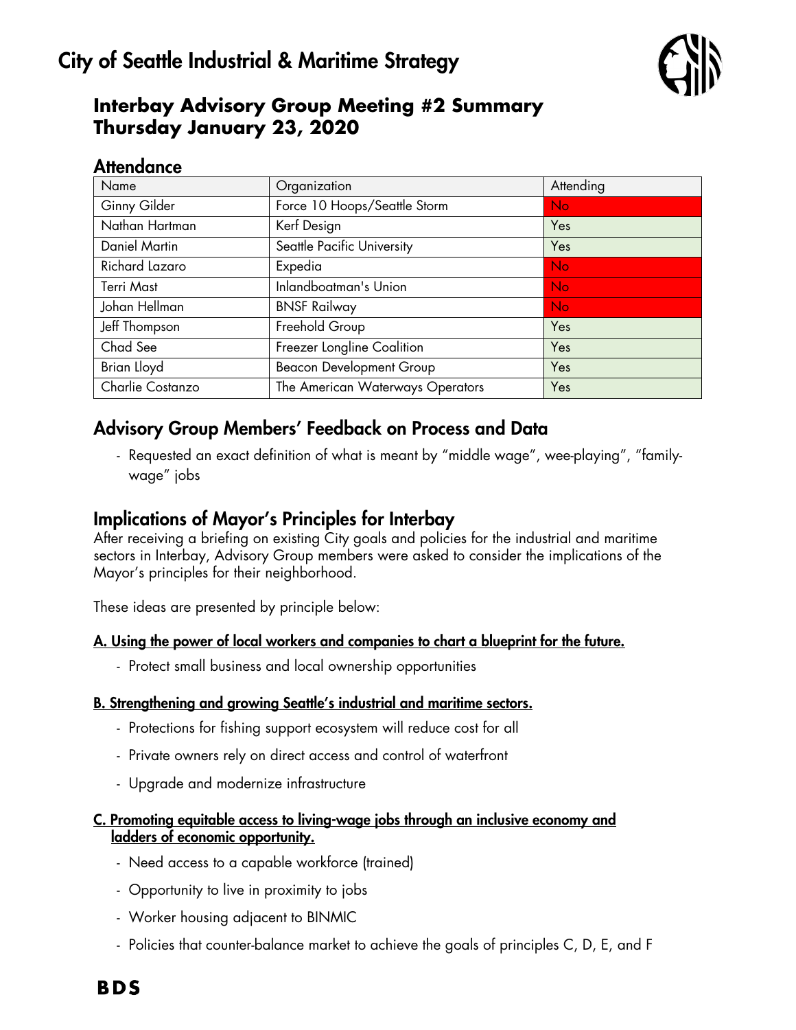// City of Seattle Industrial & Maritime Strategy

# Interbay Advisory Group Meeting #2 Summary
# Thursday January 23, 2020

## Attendance

| Name | Organization | Attending |
|---|---|---|
| Ginny Gilder | Force 10 Hoops/Seattle Storm | No |
| Nathan Hartman | Kerf Design | Yes |
| Daniel Martin | Seattle Pacific University | Yes |
| Richard Lazaro | Expedia | No |
| Terri Mast | Inlandboatman's Union | No |
| Johan Hellman | BNSF Railway | No |
| Jeff Thompson | Freehold Group | Yes |
| Chad See | Freezer Longline Coalition | Yes |
| Brian Lloyd | Beacon Development Group | Yes |
| Charlie Costanzo | The American Waterways Operators | Yes |

## Advisory Group Members' Feedback on Process and Data

- Requested an exact definition of what is meant by "middle wage", wee-playing", "family-wage" jobs

## Implications of Mayor's Principles for Interbay

After receiving a briefing on existing City goals and policies for the industrial and maritime sectors in Interbay, Advisory Group members were asked to consider the implications of the Mayor's principles for their neighborhood.

These ideas are presented by principle below:

### A. Using the power of local workers and companies to chart a blueprint for the future.

- Protect small business and local ownership opportunities

### B. Strengthening and growing Seattle's industrial and maritime sectors.

- Protections for fishing support ecosystem will reduce cost for all
- Private owners rely on direct access and control of waterfront
- Upgrade and modernize infrastructure

### C. Promoting equitable access to living-wage jobs through an inclusive economy and ladders of economic opportunity.

- Need access to a capable workforce (trained)
- Opportunity to live in proximity to jobs
- Worker housing adjacent to BINMIC
- Policies that counter-balance market to achieve the goals of principles C, D, E, and F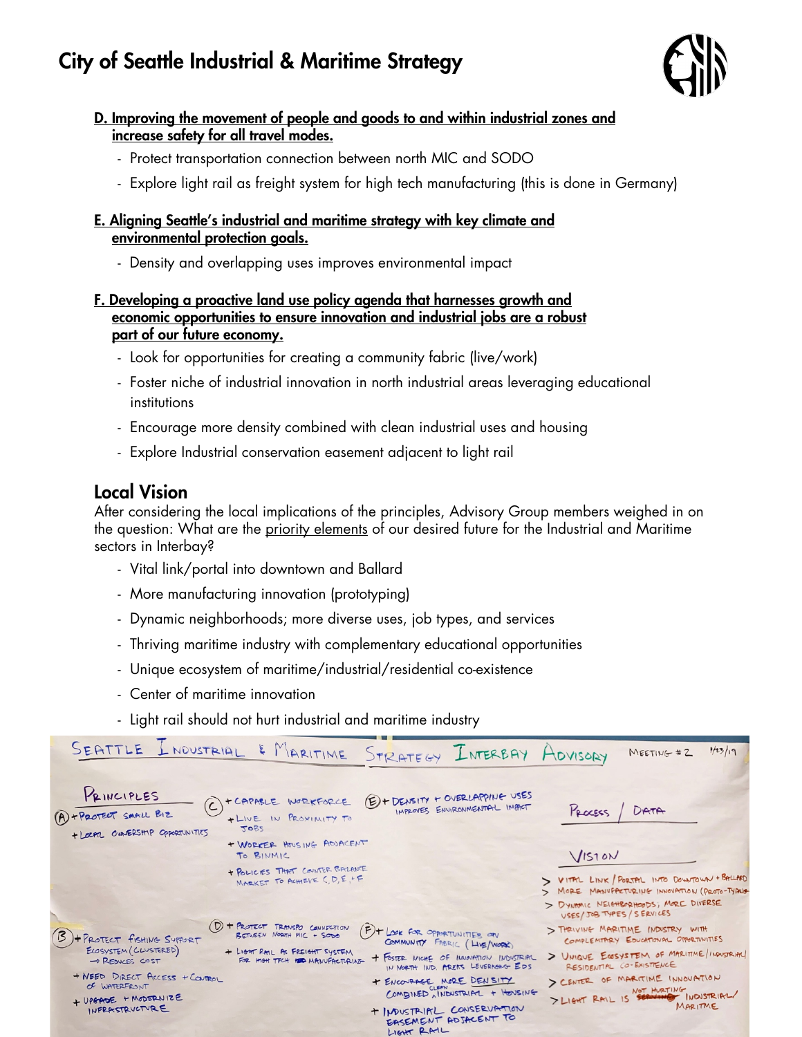**D. Improving the movement of people and goods to and within industrial zones and increase safety for all travel modes.**

- Protect transportation connection between north MIC and SODO
- Explore light rail as freight system for high tech manufacturing (this is done in Germany)

**E. Aligning Seattle's industrial and maritime strategy with key climate and environmental protection goals.**

- Density and overlapping uses improves environmental impact

**F. Developing a proactive land use policy agenda that harnesses growth and economic opportunities to ensure innovation and industrial jobs are a robust part of our future economy.**

- Look for opportunities for creating a community fabric (live/work)
- Foster niche of industrial innovation in north industrial areas leveraging educational institutions
- Encourage more density combined with clean industrial uses and housing
- Explore Industrial conservation easement adjacent to light rail

## Local Vision

After considering the local implications of the principles, Advisory Group members weighed in on the question: What are the priority elements of our desired future for the Industrial and Maritime sectors in Interbay?

- Vital link/portal into downtown and Ballard
- More manufacturing innovation (prototyping)
- Dynamic neighborhoods; more diverse uses, job types, and services
- Thriving maritime industry with complementary educational opportunities
- Unique ecosystem of maritime/industrial/residential co-existence
- Center of maritime innovation
- Light rail should not hurt industrial and maritime industry

SEATTLE INDUSTRIAL & MARITIME STRATEGY INTERBAY ADVISORY MEETING #2 1/23/19

PRINCIPLES

(A) + PROTECT SMALL BIZ
+ LOCAL OWNERSHIP OPPORTUNITIES

(B) + PROTECT FISHING SUPPORT ECOSYSTEM (CLUSTERED) → REDUCES COST
+ NEED DIRECT ACCESS + CONTROL OF WATERFRONT
+ UPGRADE + MODERNIZE INFRASTRUCTURE

(C) + CAPABLE WORKFORCE
+ LIVE IN PROXIMITY TO JOBS
+ WORKER HOUSING ADJACENT TO BINMIC
+ POLICIES THAT COUNTER BALANCE MARKET TO ACHIEVE C, D, E + F

(D) + PROTECT TRANSPO CONNECTION BETWEEN NORTH MIC + SODO
+ LIGHT RAIL AS FREIGHT SYSTEM FOR HIGH TECH MANUFACTURING

(E) + DENSITY + OVERLAPPING USES IMPROVES ENVIRONMENTAL IMPACT

(F) + LOOK FOR OPPORTUNITIES ON COMMUNITY FABRIC (LIVE/WORK)
+ FOSTER NICHE OF INNOVATION INDUSTRIAL IN NORTH IND. AREAS LEVERAGING EDS
+ ENCOURAGE MORE DENSITY COMBINED CLEAN INDUSTRIAL + HOUSING
+ INDUSTRIAL CONSERVATION EASEMENT ADJACENT TO LIGHT RAIL

PROCESS / DATA

VISION
> VITAL LINK / PORTAL INTO DOWNTOWN + BALLARD
> MORE MANUFACTURING INNOVATION (PROTO-TYPING)
> DYNAMIC NEIGHBORHOODS; MORE DIVERSE USES / JOB TYPES / SERVICES
> THRIVING MARITIME INDUSTRY WITH COMPLEMENTARY EDUCATIONAL OPPORTUNITIES
> UNIQUE ECOSYSTEM OF MARITIME / INDUSTRIAL / RESIDENTIAL CO-EXISTENCE
> CENTER OF MARITIME INNOVATION
> LIGHT RAIL IS NOT HURTING INDUSTRIAL / MARITIME